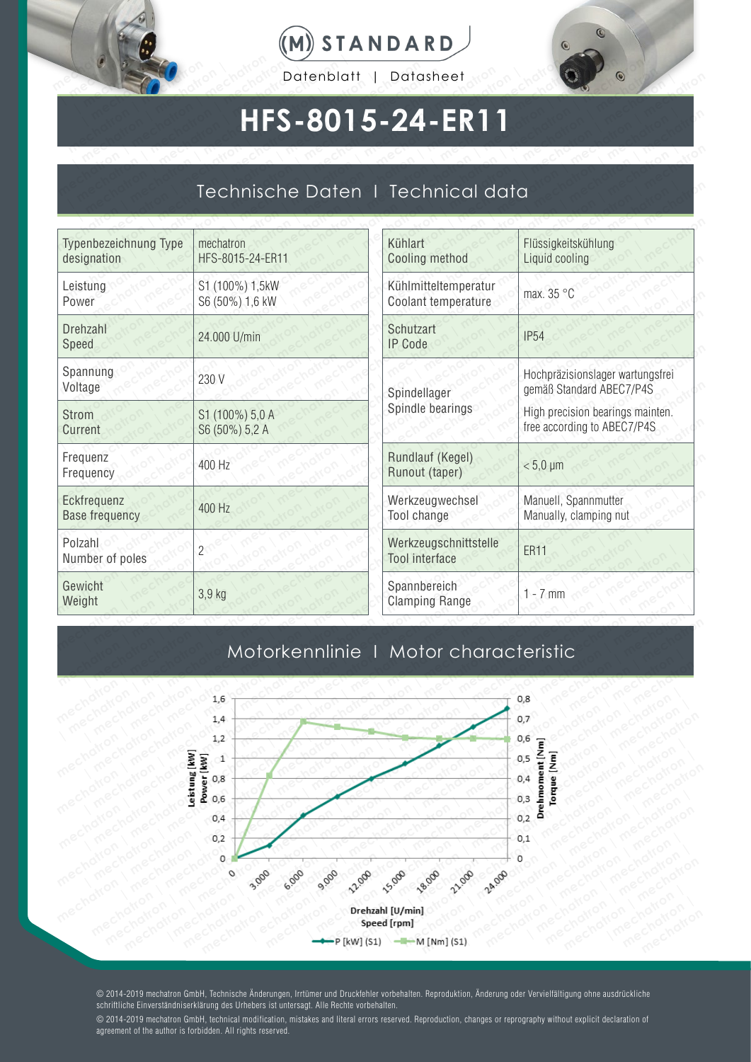# HFS-8015-24-ER11

Datenblatt | Datasheet

## Technische Daten I Technical data

| | |
|---|---|
| Typenbezeichnung Type designation | mechatron HFS-8015-24-ER11 |
| Leistung Power | S1 (100%) 1,5kW S6 (50%) 1,6 kW |
| Drehzahl Speed | 24.000 U/min |
| Spannung Voltage | 230 V |
| Strom Current | S1 (100%) 5,0 A S6 (50%) 5,2 A |
| Frequenz Frequency | 400 Hz |
| Eckfrequenz Base frequency | 400 Hz |
| Polzahl Number of poles | 2 |
| Gewicht Weight | 3,9 kg |

| | |
|---|---|
| Kühlart Cooling method | Flüssigkeitskühlung Liquid cooling |
| Kühlmitteltemperatur Coolant temperature | max. 35 °C |
| Schutzart IP Code | IP54 |
| Spindellager Spindle bearings | Hochpräzisionslager wartungsfrei gemäß Standard ABEC7/P4S<br>High precision bearings mainten. free according to ABEC7/P4S |
| Rundlauf (Kegel) Runout (taper) | < 5,0 µm |
| Werkzeugwechsel Tool change | Manuell, Spannmutter Manually, clamping nut |
| Werkzeugschnittstelle Tool interface | ER11 |
| Spannbereich Clamping Range | 1 - 7 mm |

## Motorkennlinie I Motor characteristic

Leistung [kW] / Power [kW]; Drehmoment [Nm] / Torque [Nm]; Drehzahl [U/min] / Speed [rpm]

P [kW] (S1) — M [Nm] (S1)

© 2014-2019 mechatron GmbH, Technische Änderungen, Irrtümer und Druckfehler vorbehalten. Reproduktion, Änderung oder Vervielfältigung ohne ausdrückliche schriftliche Einverständniserklärung des Urhebers ist untersagt. Alle Rechte vorbehalten.

© 2014-2019 mechatron GmbH, technical modification, mistakes and literal errors reserved. Reproduction, changes or reprography without explicit declaration of agreement of the author is forbidden. All rights reserved.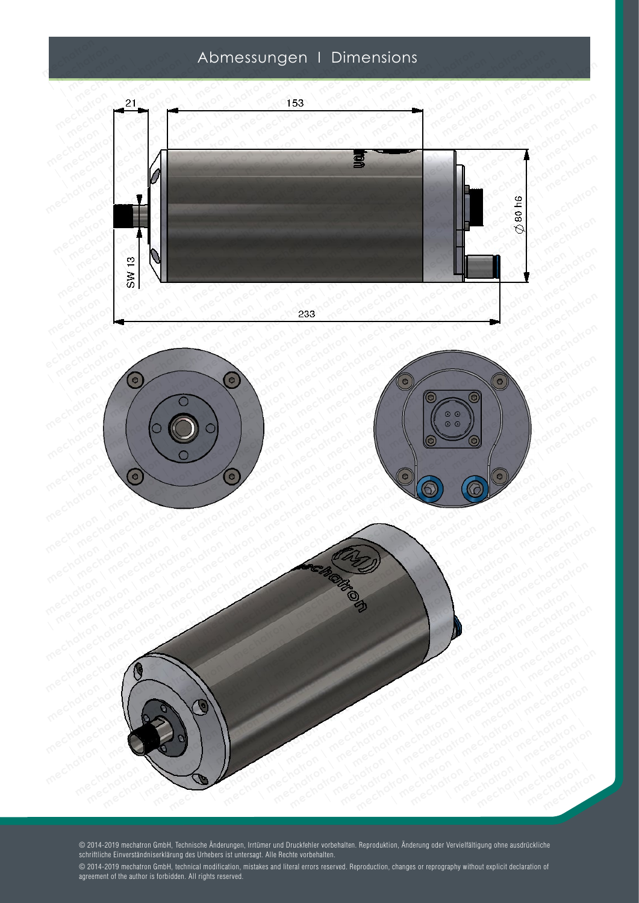# Abmessungen I Dimensions

21

153

SW 13

⌀ 80 h6

233

© 2014-2019 mechatron GmbH, Technische Änderungen, Irrtümer und Druckfehler vorbehalten. Reproduktion, Änderung oder Vervielfältigung ohne ausdrückliche schriftliche Einverständniserklärung des Urhebers ist untersagt. Alle Rechte vorbehalten.

© 2014-2019 mechatron GmbH, technical modification, mistakes and literal errors reserved. Reproduction, changes or reprography without explicit declaration of agreement of the author is forbidden. All rights reserved.